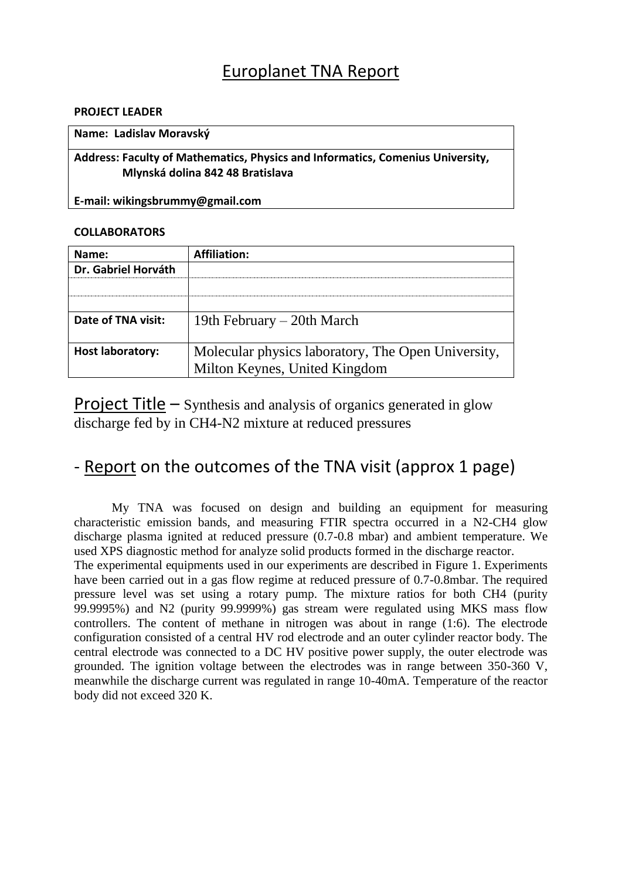# Europlanet TNA Report

**PROJECT LEADER**

| **Name: Ladislav Moravský** |
|---|
| **Address: Faculty of Mathematics, Physics and Informatics, Comenius University, Mlynská dolina 842 48 Bratislava** |
| **E-mail: wikingsbrummy@gmail.com** |

**COLLABORATORS**

| **Name:** | **Affiliation:** |
|---|---|
| **Dr. Gabriel Horváth** | |
| | |
| | |
| **Date of TNA visit:** | 19th February – 20th March |
| **Host laboratory:** | Molecular physics laboratory, The Open University, Milton Keynes, United Kingdom |

## Project Title – Synthesis and analysis of organics generated in glow discharge fed by in CH4-N2 mixture at reduced pressures

## - Report on the outcomes of the TNA visit (approx 1 page)

My TNA was focused on design and building an equipment for measuring characteristic emission bands, and measuring FTIR spectra occurred in a $N_2$-$CH_4$ glow discharge plasma ignited at reduced pressure (0.7-0.8 mbar) and ambient temperature. We used XPS diagnostic method for analyze solid products formed in the discharge reactor.

The experimental equipments used in our experiments are described in Figure 1. Experiments have been carried out in a gas flow regime at reduced pressure of 0.7-0.8mbar. The required pressure level was set using a rotary pump. The mixture ratios for both $CH_4$ (purity 99.9995%) and $N_2$ (purity 99.9999%) gas stream were regulated using MKS mass flow controllers. The content of methane in nitrogen was about in range (1:6). The electrode configuration consisted of a central HV rod electrode and an outer cylinder reactor body. The central electrode was connected to a DC HV positive power supply, the outer electrode was grounded. The ignition voltage between the electrodes was in range between 350-360 V, meanwhile the discharge current was regulated in range 10-40mA. Temperature of the reactor body did not exceed 320 K.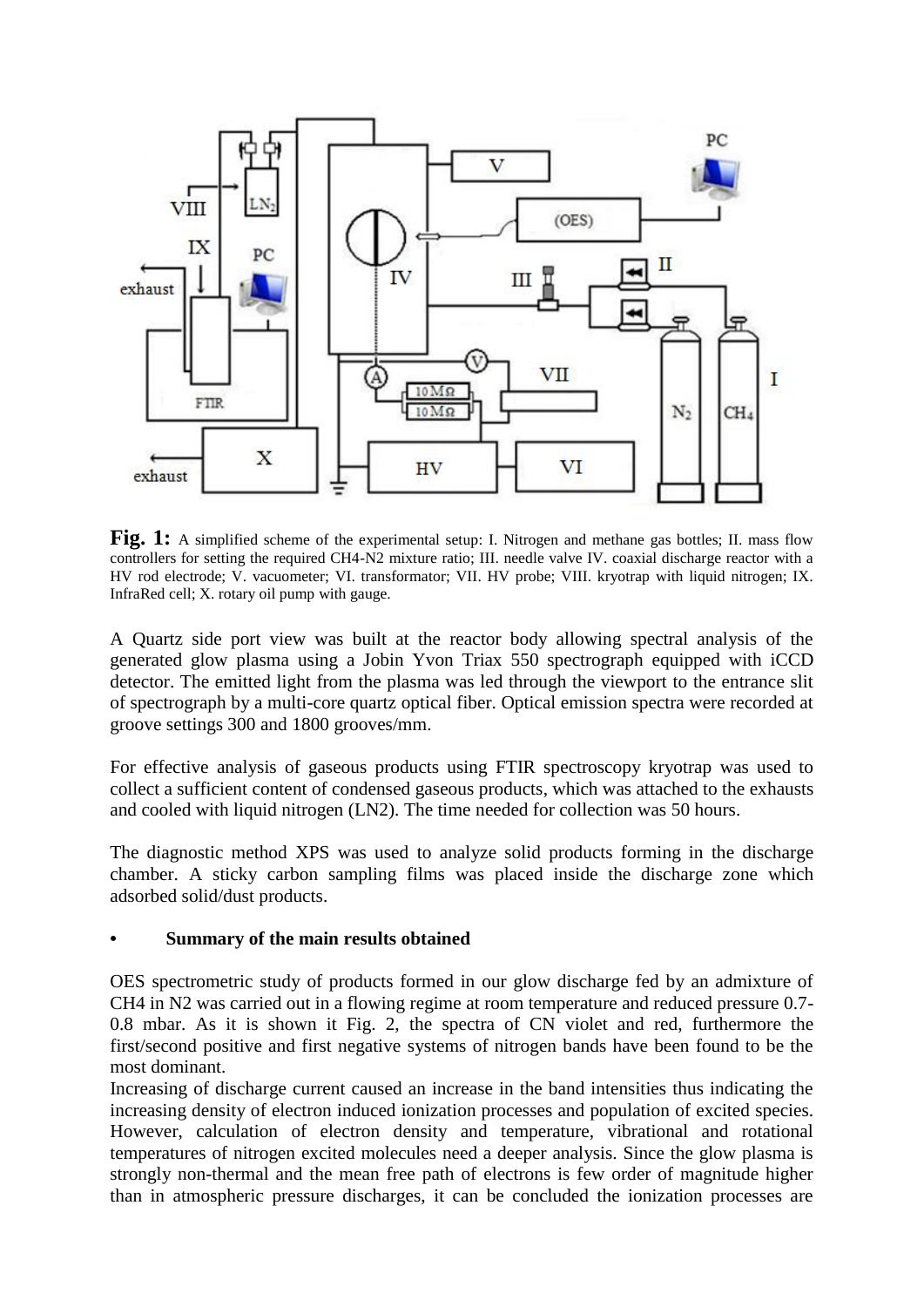**Fig. 1:** A simplified scheme of the experimental setup: I. Nitrogen and methane gas bottles; II. mass flow controllers for setting the required CH4-N2 mixture ratio; III. needle valve IV. coaxial discharge reactor with a HV rod electrode; V. vacuometer; VI. transformator; VII. HV probe; VIII. kryotrap with liquid nitrogen; IX. InfraRed cell; X. rotary oil pump with gauge.

A Quartz side port view was built at the reactor body allowing spectral analysis of the generated glow plasma using a Jobin Yvon Triax 550 spectrograph equipped with iCCD detector. The emitted light from the plasma was led through the viewport to the entrance slit of spectrograph by a multi-core quartz optical fiber. Optical emission spectra were recorded at groove settings 300 and 1800 grooves/mm.

For effective analysis of gaseous products using FTIR spectroscopy kryotrap was used to collect a sufficient content of condensed gaseous products, which was attached to the exhausts and cooled with liquid nitrogen (LN2). The time needed for collection was 50 hours.

The diagnostic method XPS was used to analyze solid products forming in the discharge chamber. A sticky carbon sampling films was placed inside the discharge zone which adsorbed solid/dust products.

- **Summary of the main results obtained**

OES spectrometric study of products formed in our glow discharge fed by an admixture of $CH_4$ in $N_2$ was carried out in a flowing regime at room temperature and reduced pressure 0.7-0.8 mbar. As it is shown it Fig. 2, the spectra of CN violet and red, furthermore the first/second positive and first negative systems of nitrogen bands have been found to be the most dominant.

Increasing of discharge current caused an increase in the band intensities thus indicating the increasing density of electron induced ionization processes and population of excited species. However, calculation of electron density and temperature, vibrational and rotational temperatures of nitrogen excited molecules need a deeper analysis. Since the glow plasma is strongly non-thermal and the mean free path of electrons is few order of magnitude higher than in atmospheric pressure discharges, it can be concluded the ionization processes are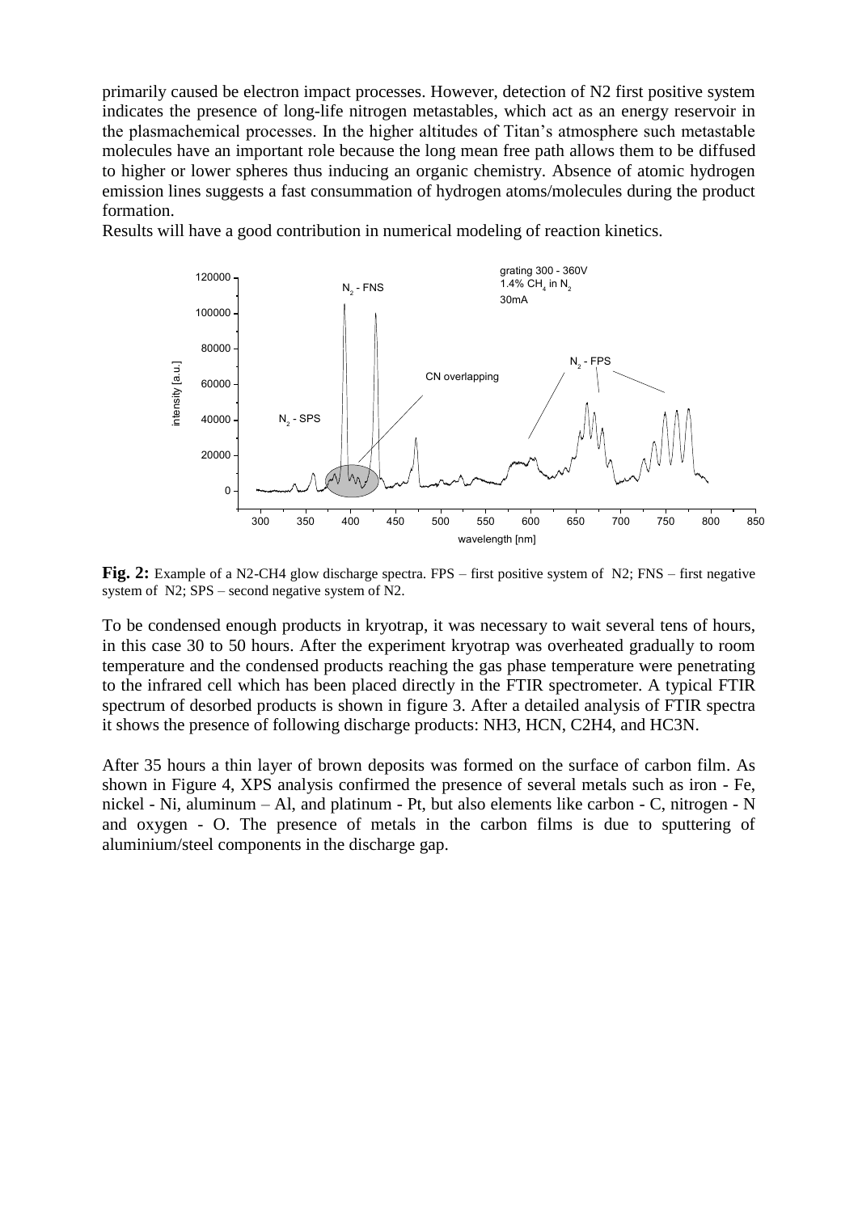primarily caused be electron impact processes. However, detection of N2 first positive system indicates the presence of long-life nitrogen metastables, which act as an energy reservoir in the plasmachemical processes. In the higher altitudes of Titan's atmosphere such metastable molecules have an important role because the long mean free path allows them to be diffused to higher or lower spheres thus inducing an organic chemistry. Absence of atomic hydrogen emission lines suggests a fast consummation of hydrogen atoms/molecules during the product formation.

Results will have a good contribution in numerical modeling of reaction kinetics.

**Fig. 2:** Example of a N2-CH4 glow discharge spectra. FPS – first positive system of N2; FNS – first negative system of N2; SPS – second negative system of N2.

To be condensed enough products in kryotrap, it was necessary to wait several tens of hours, in this case 30 to 50 hours. After the experiment kryotrap was overheated gradually to room temperature and the condensed products reaching the gas phase temperature were penetrating to the infrared cell which has been placed directly in the FTIR spectrometer. A typical FTIR spectrum of desorbed products is shown in figure 3. After a detailed analysis of FTIR spectra it shows the presence of following discharge products: NH3, HCN, C2H4, and HC3N.

After 35 hours a thin layer of brown deposits was formed on the surface of carbon film. As shown in Figure 4, XPS analysis confirmed the presence of several metals such as iron - Fe, nickel - Ni, aluminum – Al, and platinum - Pt, but also elements like carbon - C, nitrogen - N and oxygen - O. The presence of metals in the carbon films is due to sputtering of aluminium/steel components in the discharge gap.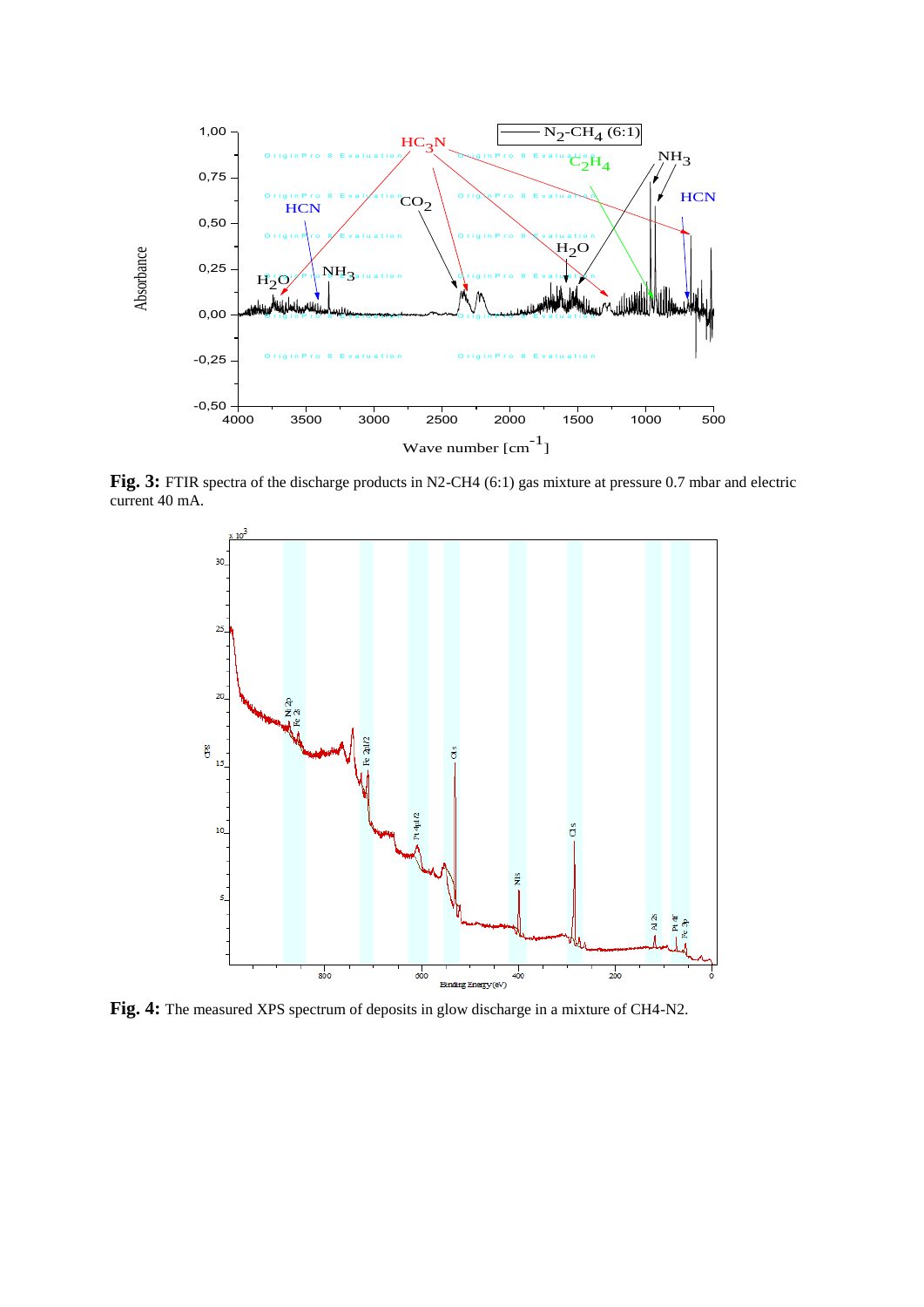**Fig. 3:** FTIR spectra of the discharge products in N2-CH4 (6:1) gas mixture at pressure 0.7 mbar and electric current 40 mA.

**Fig. 4:** The measured XPS spectrum of deposits in glow discharge in a mixture of CH4-N2.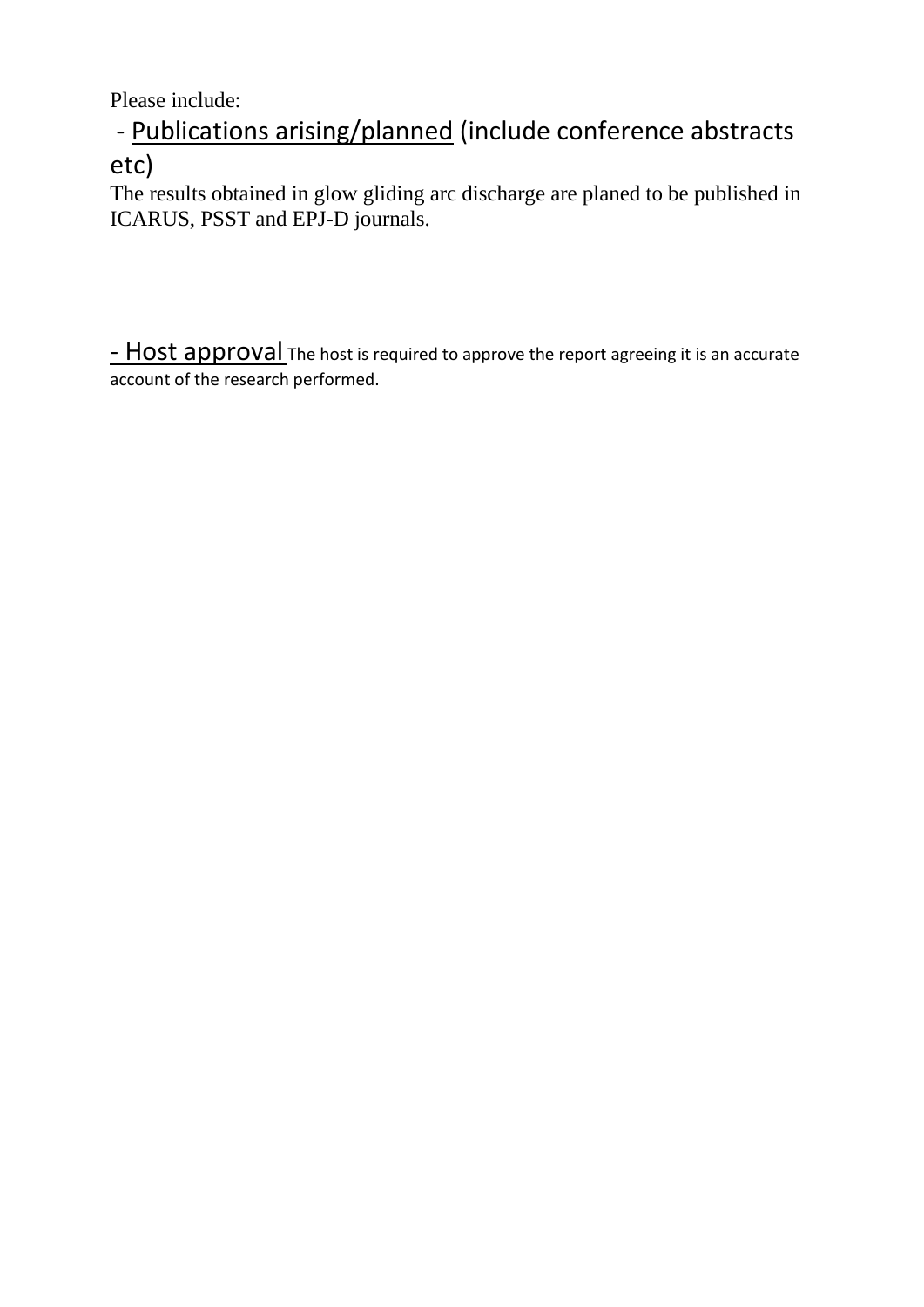Please include:

- <u>Publications arising/planned</u> (include conference abstracts etc)

The results obtained in glow gliding arc discharge are planed to be published in ICARUS, PSST and EPJ-D journals.

- <u>Host approval</u> The host is required to approve the report agreeing it is an accurate account of the research performed.